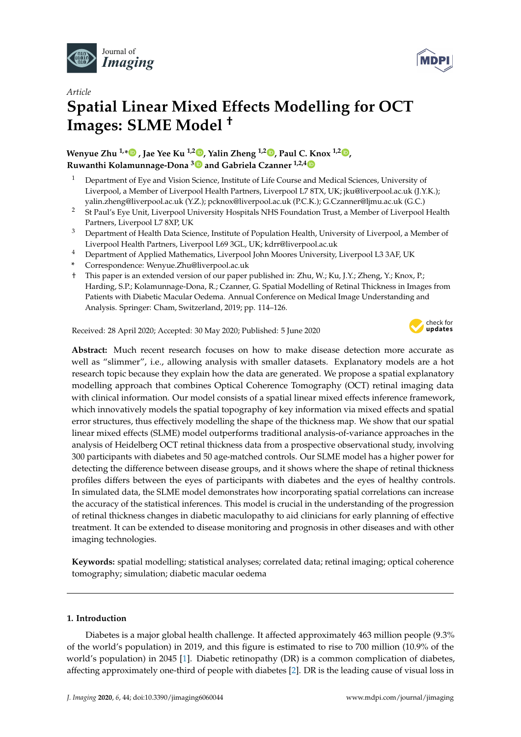*Article*

# Spatial Linear Mixed Effects Modelling for OCT Images: SLME Model †

**Wenyue Zhu [1,*], Jae Yee Ku [1,2], Yalin Zheng [1,2], Paul C. Knox [1,2], Ruwanthi Kolamunnage-Dona [3] and Gabriela Czanner [1,2,4]**

1. Department of Eye and Vision Science, Institute of Life Course and Medical Sciences, University of Liverpool, a Member of Liverpool Health Partners, Liverpool L7 8TX, UK; jku@liverpool.ac.uk (J.Y.K.); yalin.zheng@liverpool.ac.uk (Y.Z.); pcknox@liverpool.ac.uk (P.C.K.); G.Czanner@ljmu.ac.uk (G.C.)
2. St Paul's Eye Unit, Liverpool University Hospitals NHS Foundation Trust, a Member of Liverpool Health Partners, Liverpool L7 8XP, UK
3. Department of Health Data Science, Institute of Population Health, University of Liverpool, a Member of Liverpool Health Partners, Liverpool L69 3GL, UK; kdrr@liverpool.ac.uk
4. Department of Applied Mathematics, Liverpool John Moores University, Liverpool L3 3AF, UK

\* Correspondence: Wenyue.Zhu@liverpool.ac.uk

† This paper is an extended version of our paper published in: Zhu, W.; Ku, J.Y.; Zheng, Y.; Knox, P.; Harding, S.P.; Kolamunnage-Dona, R.; Czanner, G. Spatial Modelling of Retinal Thickness in Images from Patients with Diabetic Macular Oedema. Annual Conference on Medical Image Understanding and Analysis. Springer: Cham, Switzerland, 2019; pp. 114–126.

Received: 28 April 2020; Accepted: 30 May 2020; Published: 5 June 2020

**Abstract:** Much recent research focuses on how to make disease detection more accurate as well as "slimmer", i.e., allowing analysis with smaller datasets. Explanatory models are a hot research topic because they explain how the data are generated. We propose a spatial explanatory modelling approach that combines Optical Coherence Tomography (OCT) retinal imaging data with clinical information. Our model consists of a spatial linear mixed effects inference framework, which innovatively models the spatial topography of key information via mixed effects and spatial error structures, thus effectively modelling the shape of the thickness map. We show that our spatial linear mixed effects (SLME) model outperforms traditional analysis-of-variance approaches in the analysis of Heidelberg OCT retinal thickness data from a prospective observational study, involving 300 participants with diabetes and 50 age-matched controls. Our SLME model has a higher power for detecting the difference between disease groups, and it shows where the shape of retinal thickness profiles differs between the eyes of participants with diabetes and the eyes of healthy controls. In simulated data, the SLME model demonstrates how incorporating spatial correlations can increase the accuracy of the statistical inferences. This model is crucial in the understanding of the progression of retinal thickness changes in diabetic maculopathy to aid clinicians for early planning of effective treatment. It can be extended to disease monitoring and prognosis in other diseases and with other imaging technologies.

**Keywords:** spatial modelling; statistical analyses; correlated data; retinal imaging; optical coherence tomography; simulation; diabetic macular oedema

## 1. Introduction

Diabetes is a major global health challenge. It affected approximately 463 million people (9.3% of the world's population) in 2019, and this figure is estimated to rise to 700 million (10.9% of the world's population) in 2045 [1]. Diabetic retinopathy (DR) is a common complication of diabetes, affecting approximately one-third of people with diabetes [2]. DR is the leading cause of visual loss in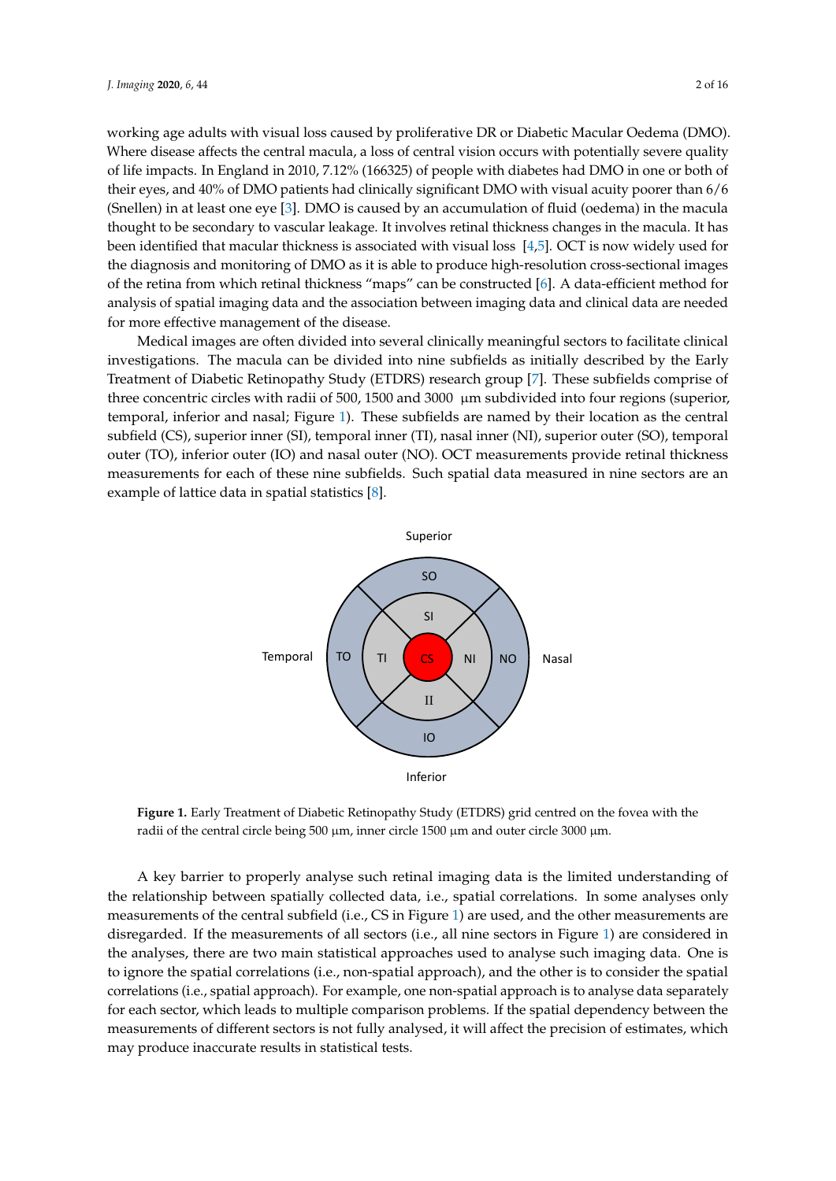working age adults with visual loss caused by proliferative DR or Diabetic Macular Oedema (DMO). Where disease affects the central macula, a loss of central vision occurs with potentially severe quality of life impacts. In England in 2010, 7.12% (166325) of people with diabetes had DMO in one or both of their eyes, and 40% of DMO patients had clinically significant DMO with visual acuity poorer than 6/6 (Snellen) in at least one eye [3]. DMO is caused by an accumulation of fluid (oedema) in the macula thought to be secondary to vascular leakage. It involves retinal thickness changes in the macula. It has been identified that macular thickness is associated with visual loss [4,5]. OCT is now widely used for the diagnosis and monitoring of DMO as it is able to produce high-resolution cross-sectional images of the retina from which retinal thickness "maps" can be constructed [6]. A data-efficient method for analysis of spatial imaging data and the association between imaging data and clinical data are needed for more effective management of the disease.

Medical images are often divided into several clinically meaningful sectors to facilitate clinical investigations. The macula can be divided into nine subfields as initially described by the Early Treatment of Diabetic Retinopathy Study (ETDRS) research group [7]. These subfields comprise of three concentric circles with radii of 500, 1500 and 3000 μm subdivided into four regions (superior, temporal, inferior and nasal; Figure 1). These subfields are named by their location as the central subfield (CS), superior inner (SI), temporal inner (TI), nasal inner (NI), superior outer (SO), temporal outer (TO), inferior outer (IO) and nasal outer (NO). OCT measurements provide retinal thickness measurements for each of these nine subfields. Such spatial data measured in nine sectors are an example of lattice data in spatial statistics [8].

Superior

SO

SI

Temporal TO TI CS NI NO Nasal

II

IO

Inferior

**Figure 1.** Early Treatment of Diabetic Retinopathy Study (ETDRS) grid centred on the fovea with the radii of the central circle being 500 μm, inner circle 1500 μm and outer circle 3000 μm.

A key barrier to properly analyse such retinal imaging data is the limited understanding of the relationship between spatially collected data, i.e., spatial correlations. In some analyses only measurements of the central subfield (i.e., CS in Figure 1) are used, and the other measurements are disregarded. If the measurements of all sectors (i.e., all nine sectors in Figure 1) are considered in the analyses, there are two main statistical approaches used to analyse such imaging data. One is to ignore the spatial correlations (i.e., non-spatial approach), and the other is to consider the spatial correlations (i.e., spatial approach). For example, one non-spatial approach is to analyse data separately for each sector, which leads to multiple comparison problems. If the spatial dependency between the measurements of different sectors is not fully analysed, it will affect the precision of estimates, which may produce inaccurate results in statistical tests.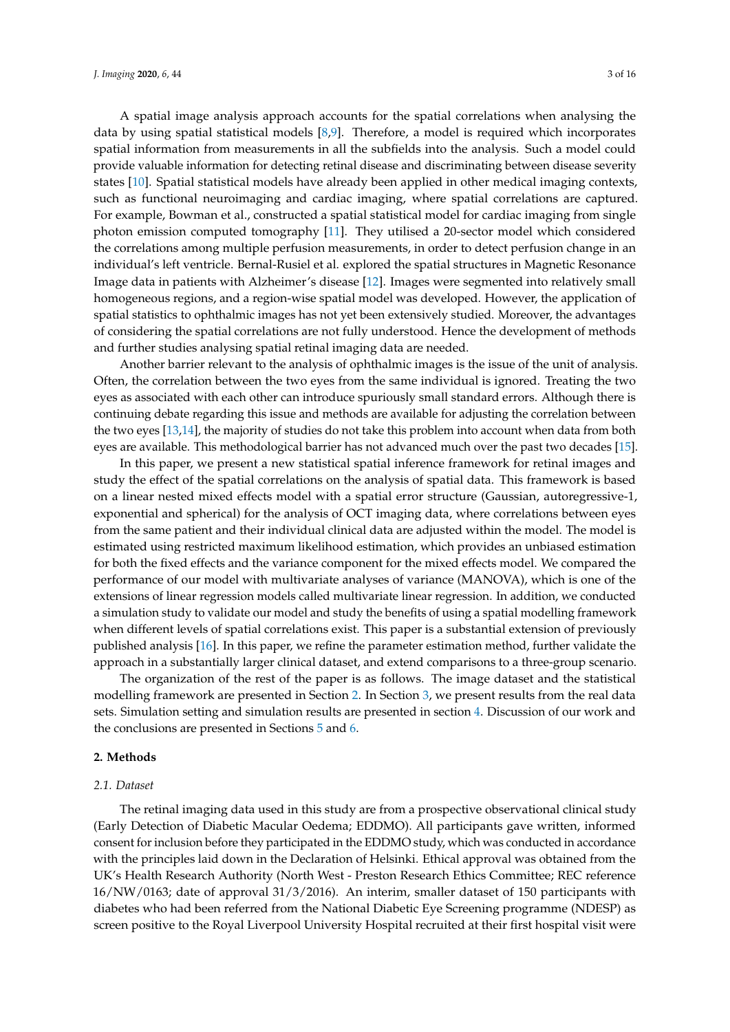A spatial image analysis approach accounts for the spatial correlations when analysing the data by using spatial statistical models [8,9]. Therefore, a model is required which incorporates spatial information from measurements in all the subfields into the analysis. Such a model could provide valuable information for detecting retinal disease and discriminating between disease severity states [10]. Spatial statistical models have already been applied in other medical imaging contexts, such as functional neuroimaging and cardiac imaging, where spatial correlations are captured. For example, Bowman et al., constructed a spatial statistical model for cardiac imaging from single photon emission computed tomography [11]. They utilised a 20-sector model which considered the correlations among multiple perfusion measurements, in order to detect perfusion change in an individual's left ventricle. Bernal-Rusiel et al. explored the spatial structures in Magnetic Resonance Image data in patients with Alzheimer's disease [12]. Images were segmented into relatively small homogeneous regions, and a region-wise spatial model was developed. However, the application of spatial statistics to ophthalmic images has not yet been extensively studied. Moreover, the advantages of considering the spatial correlations are not fully understood. Hence the development of methods and further studies analysing spatial retinal imaging data are needed.

Another barrier relevant to the analysis of ophthalmic images is the issue of the unit of analysis. Often, the correlation between the two eyes from the same individual is ignored. Treating the two eyes as associated with each other can introduce spuriously small standard errors. Although there is continuing debate regarding this issue and methods are available for adjusting the correlation between the two eyes [13,14], the majority of studies do not take this problem into account when data from both eyes are available. This methodological barrier has not advanced much over the past two decades [15].

In this paper, we present a new statistical spatial inference framework for retinal images and study the effect of the spatial correlations on the analysis of spatial data. This framework is based on a linear nested mixed effects model with a spatial error structure (Gaussian, autoregressive-1, exponential and spherical) for the analysis of OCT imaging data, where correlations between eyes from the same patient and their individual clinical data are adjusted within the model. The model is estimated using restricted maximum likelihood estimation, which provides an unbiased estimation for both the fixed effects and the variance component for the mixed effects model. We compared the performance of our model with multivariate analyses of variance (MANOVA), which is one of the extensions of linear regression models called multivariate linear regression. In addition, we conducted a simulation study to validate our model and study the benefits of using a spatial modelling framework when different levels of spatial correlations exist. This paper is a substantial extension of previously published analysis [16]. In this paper, we refine the parameter estimation method, further validate the approach in a substantially larger clinical dataset, and extend comparisons to a three-group scenario.

The organization of the rest of the paper is as follows. The image dataset and the statistical modelling framework are presented in Section 2. In Section 3, we present results from the real data sets. Simulation setting and simulation results are presented in section 4. Discussion of our work and the conclusions are presented in Sections 5 and 6.

## 2. Methods

### 2.1. Dataset

The retinal imaging data used in this study are from a prospective observational clinical study (Early Detection of Diabetic Macular Oedema; EDDMO). All participants gave written, informed consent for inclusion before they participated in the EDDMO study, which was conducted in accordance with the principles laid down in the Declaration of Helsinki. Ethical approval was obtained from the UK's Health Research Authority (North West - Preston Research Ethics Committee; REC reference 16/NW/0163; date of approval 31/3/2016). An interim, smaller dataset of 150 participants with diabetes who had been referred from the National Diabetic Eye Screening programme (NDESP) as screen positive to the Royal Liverpool University Hospital recruited at their first hospital visit were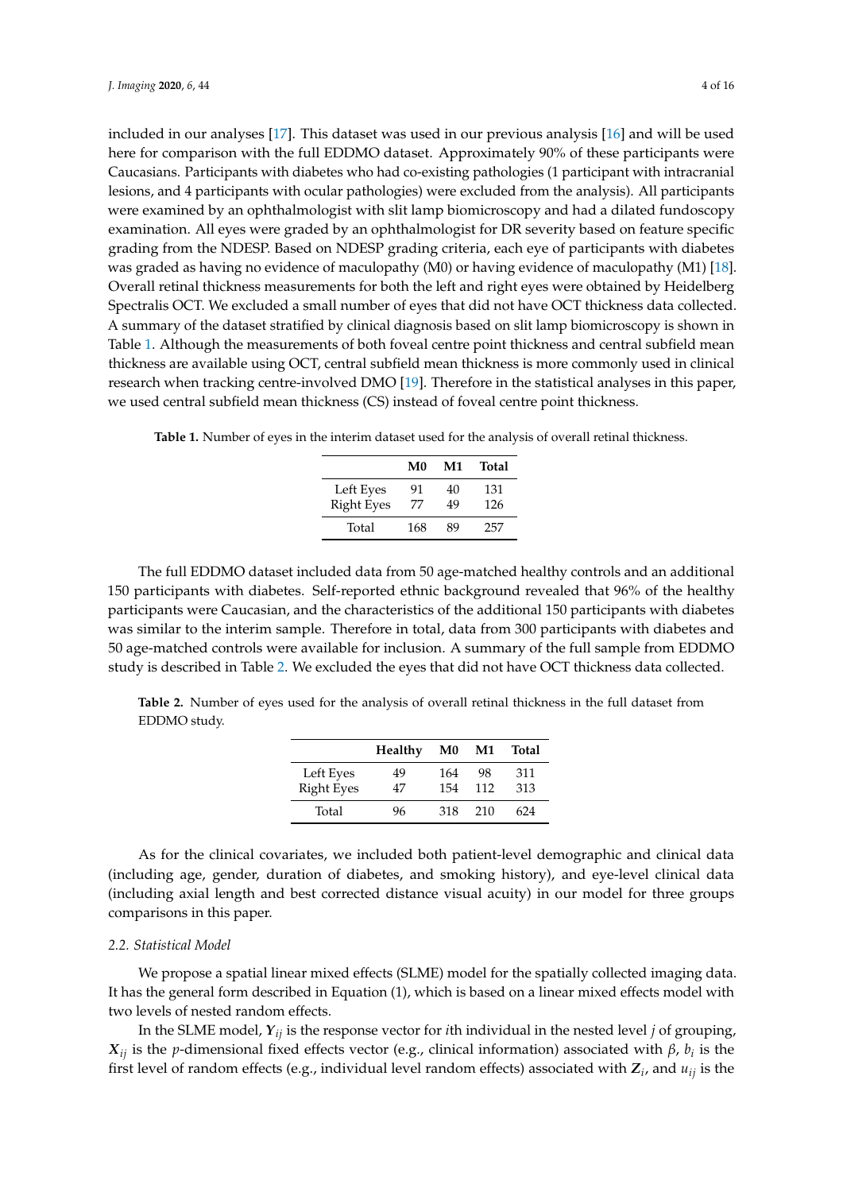included in our analyses [17]. This dataset was used in our previous analysis [16] and will be used here for comparison with the full EDDMO dataset. Approximately 90% of these participants were Caucasians. Participants with diabetes who had co-existing pathologies (1 participant with intracranial lesions, and 4 participants with ocular pathologies) were excluded from the analysis). All participants were examined by an ophthalmologist with slit lamp biomicroscopy and had a dilated fundoscopy examination. All eyes were graded by an ophthalmologist for DR severity based on feature specific grading from the NDESP. Based on NDESP grading criteria, each eye of participants with diabetes was graded as having no evidence of maculopathy (M0) or having evidence of maculopathy (M1) [18]. Overall retinal thickness measurements for both the left and right eyes were obtained by Heidelberg Spectralis OCT. We excluded a small number of eyes that did not have OCT thickness data collected. A summary of the dataset stratified by clinical diagnosis based on slit lamp biomicroscopy is shown in Table 1. Although the measurements of both foveal centre point thickness and central subfield mean thickness are available using OCT, central subfield mean thickness is more commonly used in clinical research when tracking centre-involved DMO [19]. Therefore in the statistical analyses in this paper, we used central subfield mean thickness (CS) instead of foveal centre point thickness.

**Table 1.** Number of eyes in the interim dataset used for the analysis of overall retinal thickness.

| | M0 | M1 | Total |
|---|---|---|---|
| Left Eyes | 91 | 40 | 131 |
| Right Eyes | 77 | 49 | 126 |
| Total | 168 | 89 | 257 |

The full EDDMO dataset included data from 50 age-matched healthy controls and an additional 150 participants with diabetes. Self-reported ethnic background revealed that 96% of the healthy participants were Caucasian, and the characteristics of the additional 150 participants with diabetes was similar to the interim sample. Therefore in total, data from 300 participants with diabetes and 50 age-matched controls were available for inclusion. A summary of the full sample from EDDMO study is described in Table 2. We excluded the eyes that did not have OCT thickness data collected.

**Table 2.** Number of eyes used for the analysis of overall retinal thickness in the full dataset from EDDMO study.

| | Healthy | M0 | M1 | Total |
|---|---|---|---|---|
| Left Eyes | 49 | 164 | 98 | 311 |
| Right Eyes | 47 | 154 | 112 | 313 |
| Total | 96 | 318 | 210 | 624 |

As for the clinical covariates, we included both patient-level demographic and clinical data (including age, gender, duration of diabetes, and smoking history), and eye-level clinical data (including axial length and best corrected distance visual acuity) in our model for three groups comparisons in this paper.

### 2.2. Statistical Model

We propose a spatial linear mixed effects (SLME) model for the spatially collected imaging data. It has the general form described in Equation (1), which is based on a linear mixed effects model with two levels of nested random effects.

In the SLME model, $\boldsymbol{Y}_{ij}$ is the response vector for $i$th individual in the nested level $j$ of grouping, $\boldsymbol{X}_{ij}$ is the $p$-dimensional fixed effects vector (e.g., clinical information) associated with $\beta$, $b_i$ is the first level of random effects (e.g., individual level random effects) associated with $\boldsymbol{Z}_i$, and $u_{ij}$ is the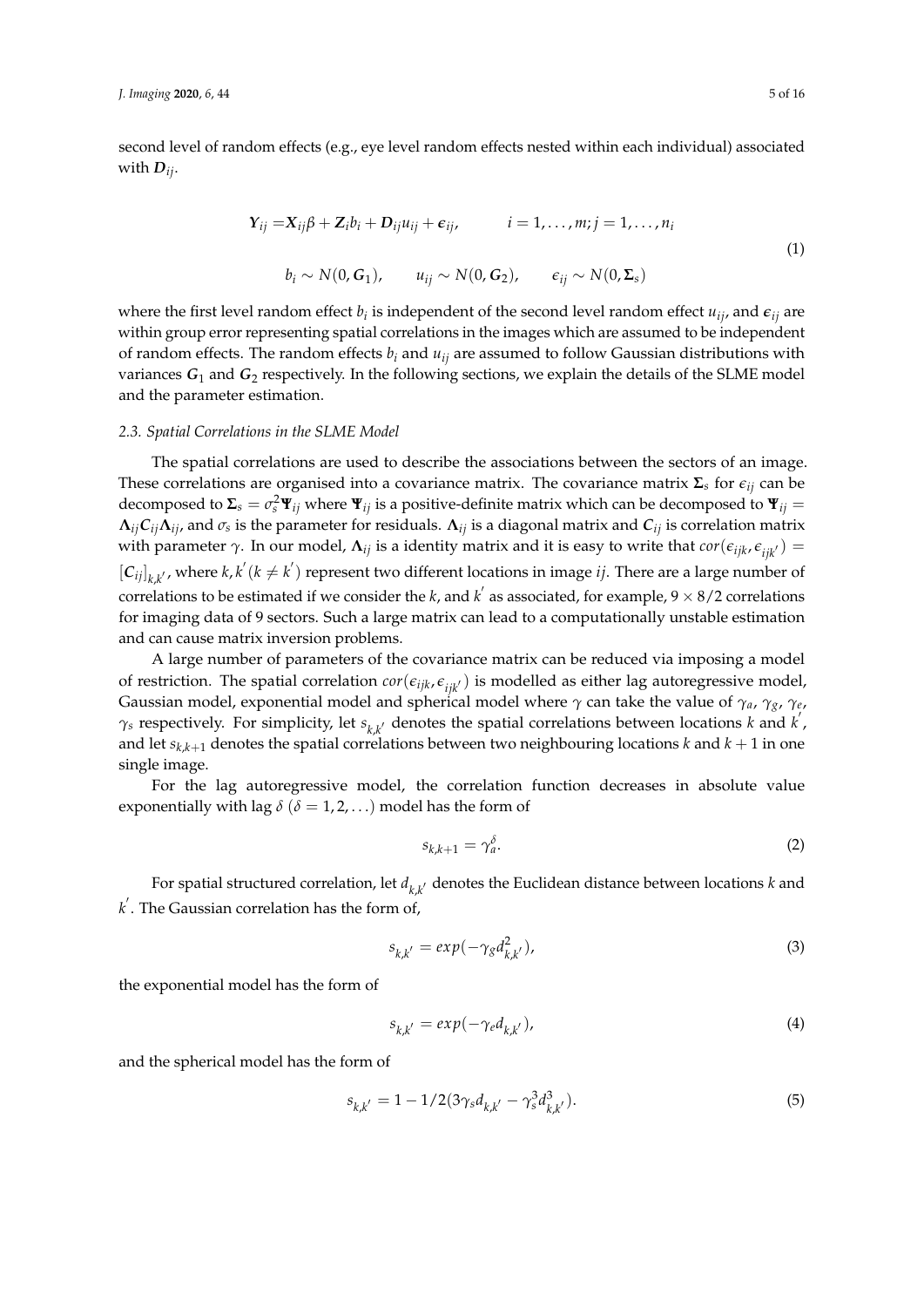second level of random effects (e.g., eye level random effects nested within each individual) associated with $\boldsymbol{D}_{ij}$.

$$
\begin{aligned}
\boldsymbol{Y}_{ij} = & \boldsymbol{X}_{ij}\beta + \boldsymbol{Z}_i b_i + \boldsymbol{D}_{ij} u_{ij} + \boldsymbol{\epsilon}_{ij}, \qquad i = 1, \ldots, m; j = 1, \ldots, n_i \\
& b_i \sim N(0, \boldsymbol{G}_1), \qquad u_{ij} \sim N(0, \boldsymbol{G}_2), \qquad \epsilon_{ij} \sim N(0, \boldsymbol{\Sigma}_s)
\end{aligned}
\tag{1}
$$

where the first level random effect $b_i$ is independent of the second level random effect $u_{ij}$, and $\boldsymbol{\epsilon}_{ij}$ are within group error representing spatial correlations in the images which are assumed to be independent of random effects. The random effects $b_i$ and $u_{ij}$ are assumed to follow Gaussian distributions with variances $\boldsymbol{G}_1$ and $\boldsymbol{G}_2$ respectively. In the following sections, we explain the details of the SLME model and the parameter estimation.

### *2.3. Spatial Correlations in the SLME Model*

The spatial correlations are used to describe the associations between the sectors of an image. These correlations are organised into a covariance matrix. The covariance matrix $\boldsymbol{\Sigma}_s$ for $\epsilon_{ij}$ can be decomposed to $\boldsymbol{\Sigma}_s = \sigma_s^2 \boldsymbol{\Psi}_{ij}$ where $\boldsymbol{\Psi}_{ij}$ is a positive-definite matrix which can be decomposed to $\boldsymbol{\Psi}_{ij} = \boldsymbol{\Lambda}_{ij} \boldsymbol{C}_{ij} \boldsymbol{\Lambda}_{ij}$, and $\sigma_s$ is the parameter for residuals. $\boldsymbol{\Lambda}_{ij}$ is a diagonal matrix and $\boldsymbol{C}_{ij}$ is correlation matrix with parameter $\gamma$. In our model, $\boldsymbol{\Lambda}_{ij}$ is a identity matrix and it is easy to write that $cor(\epsilon_{ijk}, \epsilon_{ijk'}) = [\boldsymbol{C}_{ij}]_{k,k'}$, where $k, k'(k \neq k')$ represent two different locations in image $ij$. There are a large number of correlations to be estimated if we consider the $k$, and $k'$ as associated, for example, $9 \times 8/2$ correlations for imaging data of 9 sectors. Such a large matrix can lead to a computationally unstable estimation and can cause matrix inversion problems.

A large number of parameters of the covariance matrix can be reduced via imposing a model of restriction. The spatial correlation $cor(\epsilon_{ijk}, \epsilon_{ijk'})$ is modelled as either lag autoregressive model, Gaussian model, exponential model and spherical model where $\gamma$ can take the value of $\gamma_a$, $\gamma_g$, $\gamma_e$, $\gamma_s$ respectively. For simplicity, let $s_{k,k'}$ denotes the spatial correlations between locations $k$ and $k'$, and let $s_{k,k+1}$ denotes the spatial correlations between two neighbouring locations $k$ and $k+1$ in one single image.

For the lag autoregressive model, the correlation function decreases in absolute value exponentially with lag $\delta$ ($\delta = 1, 2, \ldots$) model has the form of

$$
s_{k,k+1} = \gamma_a^{\delta}. \tag{2}
$$

For spatial structured correlation, let $d_{k,k'}$ denotes the Euclidean distance between locations $k$ and $k'$. The Gaussian correlation has the form of,

$$
s_{k,k'} = exp(-\gamma_g d_{k,k'}^2), \tag{3}
$$

the exponential model has the form of

$$
s_{k,k'} = exp(-\gamma_e d_{k,k'}), \tag{4}
$$

and the spherical model has the form of

$$
s_{k,k'} = 1 - 1/2(3\gamma_s d_{k,k'} - \gamma_s^3 d_{k,k'}^3). \tag{5}
$$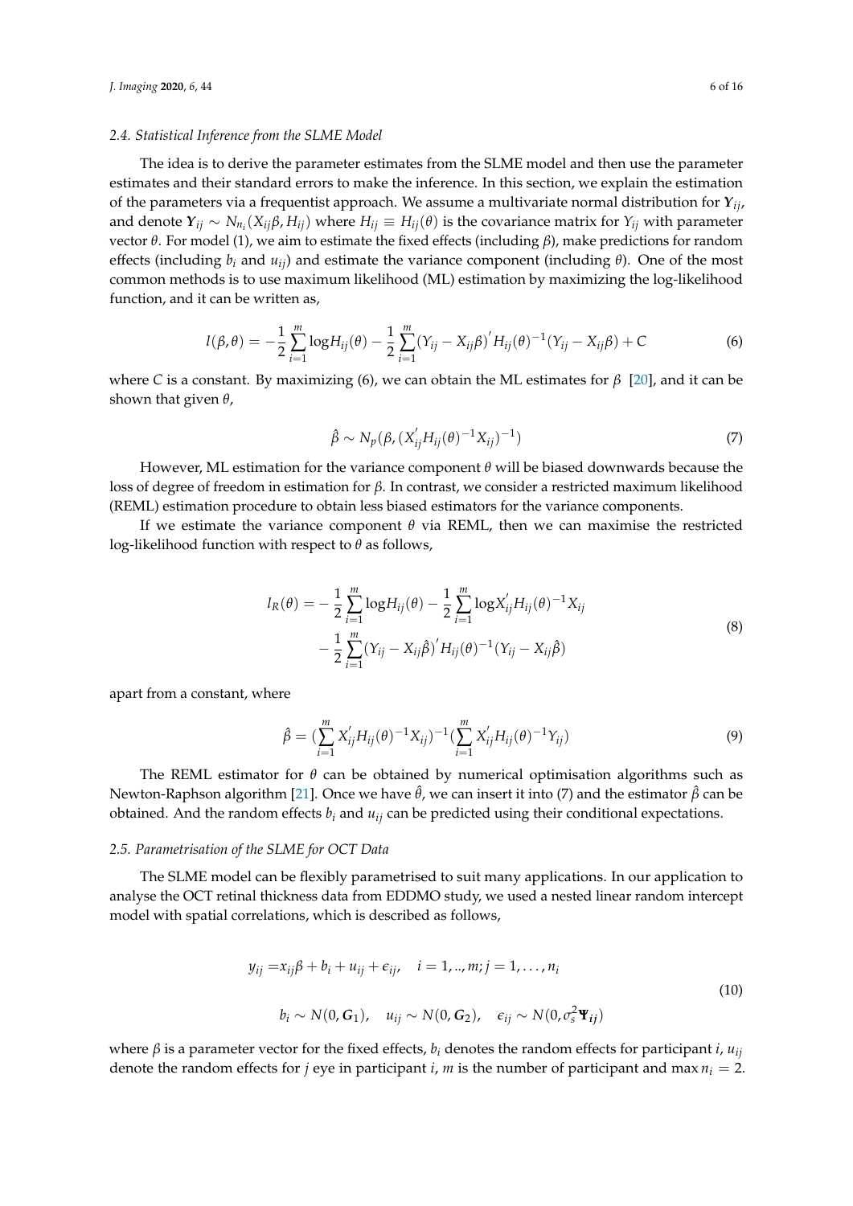### 2.4. Statistical Inference from the SLME Model

The idea is to derive the parameter estimates from the SLME model and then use the parameter estimates and their standard errors to make the inference. In this section, we explain the estimation of the parameters via a frequentist approach. We assume a multivariate normal distribution for $\boldsymbol{Y}_{ij}$, and denote $\boldsymbol{Y}_{ij} \sim N_{n_i}(X_{ij}\beta, H_{ij})$ where $H_{ij} \equiv H_{ij}(\theta)$ is the covariance matrix for $Y_{ij}$ with parameter vector $\theta$. For model (1), we aim to estimate the fixed effects (including $\beta$), make predictions for random effects (including $b_i$ and $u_{ij}$) and estimate the variance component (including $\theta$). One of the most common methods is to use maximum likelihood (ML) estimation by maximizing the log-likelihood function, and it can be written as,

$$l(\beta, \theta) = -\frac{1}{2}\sum_{i=1}^{m} \log H_{ij}(\theta) - \frac{1}{2}\sum_{i=1}^{m}(Y_{ij} - X_{ij}\beta)^{'} H_{ij}(\theta)^{-1}(Y_{ij} - X_{ij}\beta) + C \tag{6}$$

where $C$ is a constant. By maximizing (6), we can obtain the ML estimates for $\beta$ [20], and it can be shown that given $\theta$,

$$\hat{\beta} \sim N_p(\beta, (X_{ij}^{'} H_{ij}(\theta)^{-1} X_{ij})^{-1}) \tag{7}$$

However, ML estimation for the variance component $\theta$ will be biased downwards because the loss of degree of freedom in estimation for $\beta$. In contrast, we consider a restricted maximum likelihood (REML) estimation procedure to obtain less biased estimators for the variance components.

If we estimate the variance component $\theta$ via REML, then we can maximise the restricted log-likelihood function with respect to $\theta$ as follows,

$$\begin{aligned} l_R(\theta) = &-\frac{1}{2}\sum_{i=1}^{m} \log H_{ij}(\theta) - \frac{1}{2}\sum_{i=1}^{m} \log X_{ij}^{'} H_{ij}(\theta)^{-1} X_{ij} \\ &- \frac{1}{2}\sum_{i=1}^{m}(Y_{ij} - X_{ij}\hat{\beta})^{'} H_{ij}(\theta)^{-1}(Y_{ij} - X_{ij}\hat{\beta}) \end{aligned} \tag{8}$$

apart from a constant, where

$$\hat{\beta} = (\sum_{i=1}^{m} X_{ij}^{'} H_{ij}(\theta)^{-1} X_{ij})^{-1}(\sum_{i=1}^{m} X_{ij}^{'} H_{ij}(\theta)^{-1} Y_{ij}) \tag{9}$$

The REML estimator for $\theta$ can be obtained by numerical optimisation algorithms such as Newton-Raphson algorithm [21]. Once we have $\hat{\theta}$, we can insert it into (7) and the estimator $\hat{\beta}$ can be obtained. And the random effects $b_i$ and $u_{ij}$ can be predicted using their conditional expectations.

### 2.5. Parametrisation of the SLME for OCT Data

The SLME model can be flexibly parametrised to suit many applications. In our application to analyse the OCT retinal thickness data from EDDMO study, we used a nested linear random intercept model with spatial correlations, which is described as follows,

$$\begin{aligned} y_{ij} = &x_{ij}\beta + b_i + u_{ij} + \epsilon_{ij}, \quad i = 1, .., m; j = 1, \dots, n_i \\ &b_i \sim N(0, \boldsymbol{G}_1), \quad u_{ij} \sim N(0, \boldsymbol{G}_2), \quad \epsilon_{ij} \sim N(0, \sigma_s^2 \boldsymbol{\Psi_{ij}}) \end{aligned} \tag{10}$$

where $\beta$ is a parameter vector for the fixed effects, $b_i$ denotes the random effects for participant $i$, $u_{ij}$ denote the random effects for $j$ eye in participant $i$, $m$ is the number of participant and $\max n_i = 2$.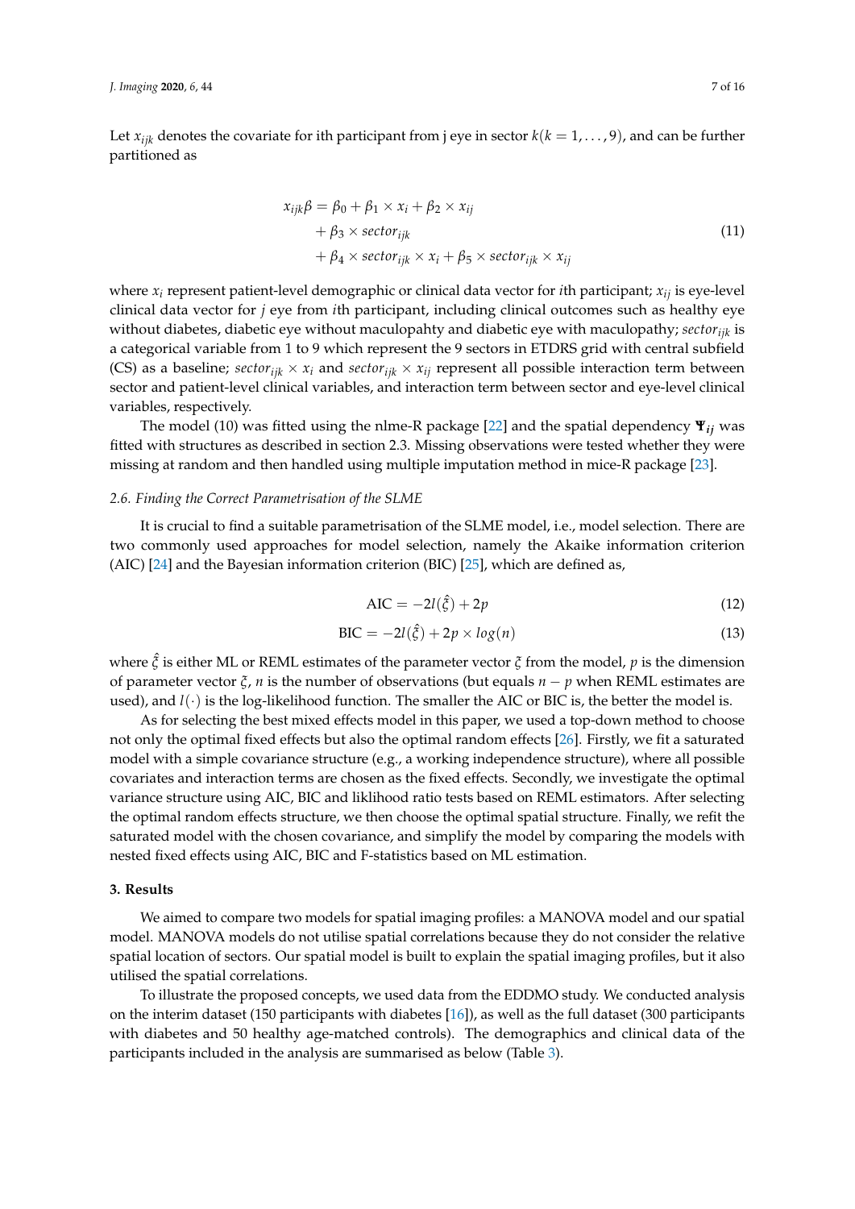Let $x_{ijk}$ denotes the covariate for ith participant from j eye in sector $k(k = 1, \ldots, 9)$, and can be further partitioned as

$$
\begin{aligned}
x_{ijk}\beta = \beta_0 + \beta_1 \times x_i + \beta_2 \times x_{ij} \\
+ \beta_3 \times sector_{ijk} \\
+ \beta_4 \times sector_{ijk} \times x_i + \beta_5 \times sector_{ijk} \times x_{ij}
\end{aligned}
\tag{11}
$$

where $x_i$ represent patient-level demographic or clinical data vector for $i$th participant; $x_{ij}$ is eye-level clinical data vector for $j$ eye from $i$th participant, including clinical outcomes such as healthy eye without diabetes, diabetic eye without maculopahty and diabetic eye with maculopathy; $sector_{ijk}$ is a categorical variable from 1 to 9 which represent the 9 sectors in ETDRS grid with central subfield (CS) as a baseline; $sector_{ijk} \times x_i$ and $sector_{ijk} \times x_{ij}$ represent all possible interaction term between sector and patient-level clinical variables, and interaction term between sector and eye-level clinical variables, respectively.

The model (10) was fitted using the nlme-R package [22] and the spatial dependency $\boldsymbol{\Psi}_{ij}$ was fitted with structures as described in section 2.3. Missing observations were tested whether they were missing at random and then handled using multiple imputation method in mice-R package [23].

### 2.6. Finding the Correct Parametrisation of the SLME

It is crucial to find a suitable parametrisation of the SLME model, i.e., model selection. There are two commonly used approaches for model selection, namely the Akaike information criterion (AIC) [24] and the Bayesian information criterion (BIC) [25], which are defined as,

$$
\text{AIC} = -2l(\hat{\xi}) + 2p \tag{12}
$$

$$
\text{BIC} = -2l(\hat{\xi}) + 2p \times log(n) \tag{13}
$$

where $\hat{\xi}$ is either ML or REML estimates of the parameter vector $\xi$ from the model, $p$ is the dimension of parameter vector $\xi$, $n$ is the number of observations (but equals $n - p$ when REML estimates are used), and $l(\cdot)$ is the log-likelihood function. The smaller the AIC or BIC is, the better the model is.

As for selecting the best mixed effects model in this paper, we used a top-down method to choose not only the optimal fixed effects but also the optimal random effects [26]. Firstly, we fit a saturated model with a simple covariance structure (e.g., a working independence structure), where all possible covariates and interaction terms are chosen as the fixed effects. Secondly, we investigate the optimal variance structure using AIC, BIC and liklihood ratio tests based on REML estimators. After selecting the optimal random effects structure, we then choose the optimal spatial structure. Finally, we refit the saturated model with the chosen covariance, and simplify the model by comparing the models with nested fixed effects using AIC, BIC and F-statistics based on ML estimation.

## 3. Results

We aimed to compare two models for spatial imaging profiles: a MANOVA model and our spatial model. MANOVA models do not utilise spatial correlations because they do not consider the relative spatial location of sectors. Our spatial model is built to explain the spatial imaging profiles, but it also utilised the spatial correlations.

To illustrate the proposed concepts, we used data from the EDDMO study. We conducted analysis on the interim dataset (150 participants with diabetes [16]), as well as the full dataset (300 participants with diabetes and 50 healthy age-matched controls). The demographics and clinical data of the participants included in the analysis are summarised as below (Table 3).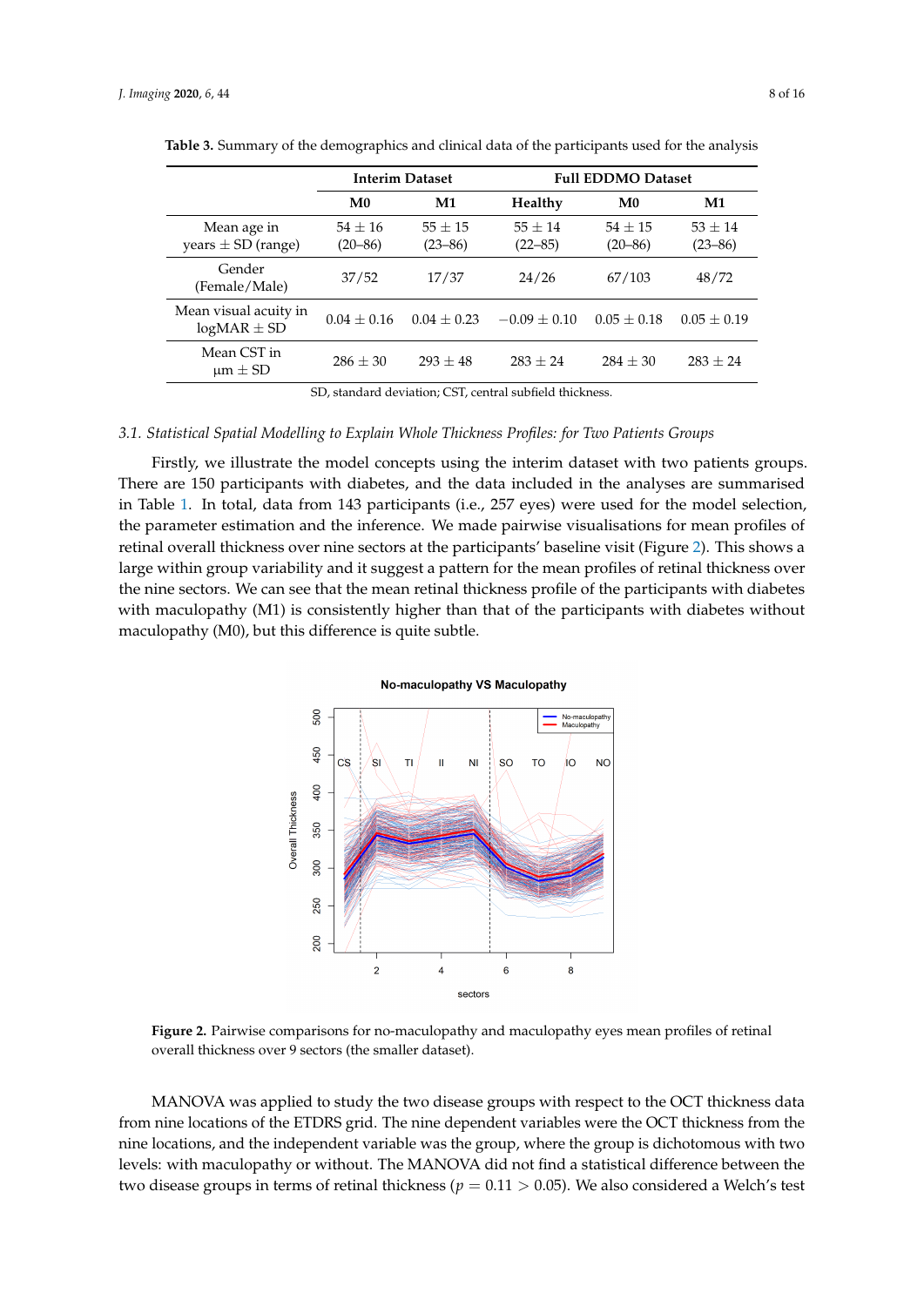**Table 3.** Summary of the demographics and clinical data of the participants used for the analysis

| | Interim Dataset | | Full EDDMO Dataset | | |
|---|---|---|---|---|---|
| | M0 | M1 | Healthy | M0 | M1 |
| Mean age in years ± SD (range) | 54 ± 16 (20–86) | 55 ± 15 (23–86) | 55 ± 14 (22–85) | 54 ± 15 (20–86) | 53 ± 14 (23–86) |
| Gender (Female/Male) | 37/52 | 17/37 | 24/26 | 67/103 | 48/72 |
| Mean visual acuity in logMAR ± SD | 0.04 ± 0.16 | 0.04 ± 0.23 | −0.09 ± 0.10 | 0.05 ± 0.18 | 0.05 ± 0.19 |
| Mean CST in µm ± SD | 286 ± 30 | 293 ± 48 | 283 ± 24 | 284 ± 30 | 283 ± 24 |

SD, standard deviation; CST, central subfield thickness.

### *3.1. Statistical Spatial Modelling to Explain Whole Thickness Profiles: for Two Patients Groups*

Firstly, we illustrate the model concepts using the interim dataset with two patients groups. There are 150 participants with diabetes, and the data included in the analyses are summarised in Table 1. In total, data from 143 participants (i.e., 257 eyes) were used for the model selection, the parameter estimation and the inference. We made pairwise visualisations for mean profiles of retinal overall thickness over nine sectors at the participants' baseline visit (Figure 2). This shows a large within group variability and it suggest a pattern for the mean profiles of retinal thickness over the nine sectors. We can see that the mean retinal thickness profile of the participants with diabetes with maculopathy (M1) is consistently higher than that of the participants with diabetes without maculopathy (M0), but this difference is quite subtle.

**Figure 2.** Pairwise comparisons for no-maculopathy and maculopathy eyes mean profiles of retinal overall thickness over 9 sectors (the smaller dataset).

MANOVA was applied to study the two disease groups with respect to the OCT thickness data from nine locations of the ETDRS grid. The nine dependent variables were the OCT thickness from the nine locations, and the independent variable was the group, where the group is dichotomous with two levels: with maculopathy or without. The MANOVA did not find a statistical difference between the two disease groups in terms of retinal thickness ($p = 0.11 > 0.05$). We also considered a Welch's test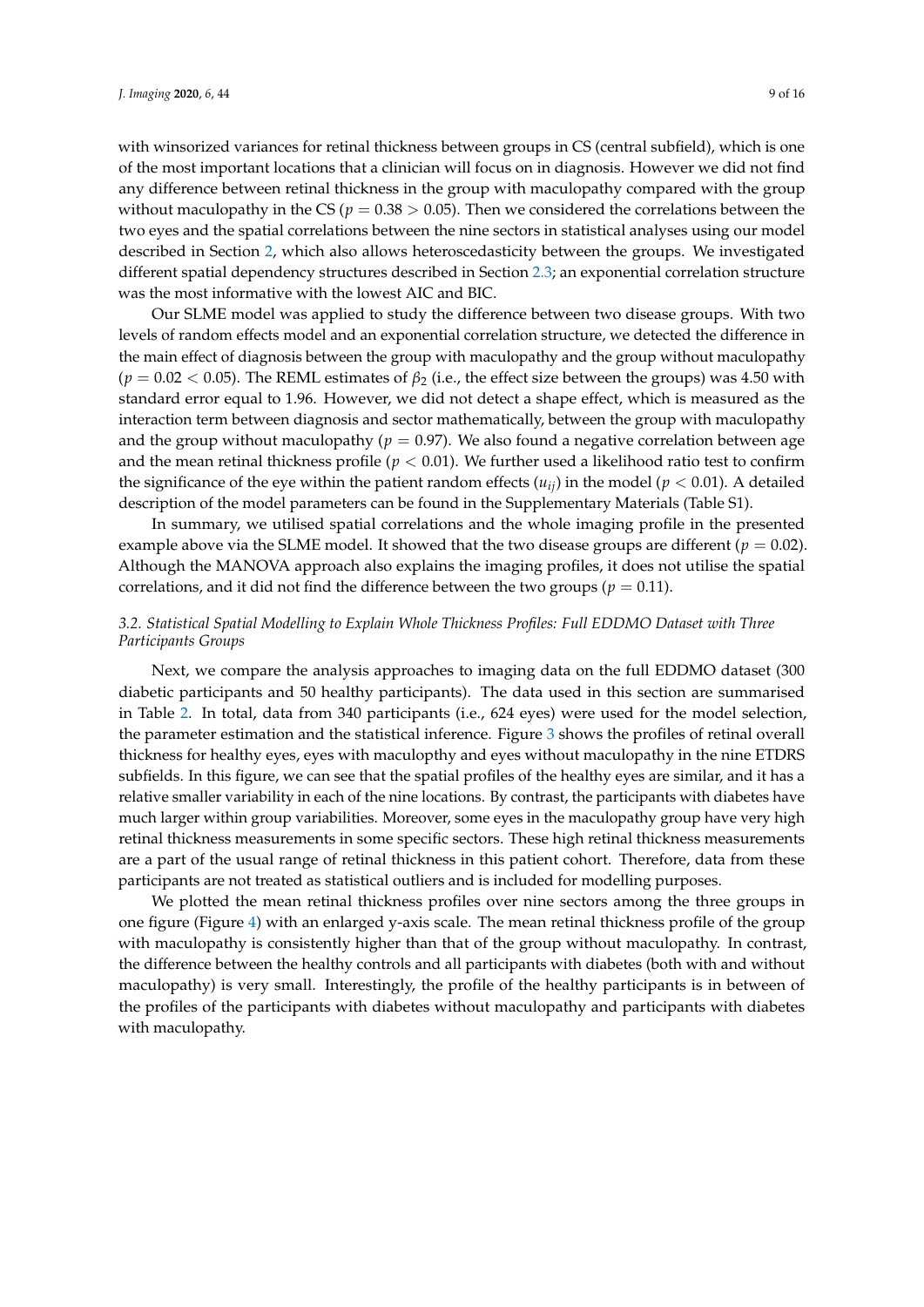with winsorized variances for retinal thickness between groups in CS (central subfield), which is one of the most important locations that a clinician will focus on in diagnosis. However we did not find any difference between retinal thickness in the group with maculopathy compared with the group without maculopathy in the CS ($p = 0.38 > 0.05$). Then we considered the correlations between the two eyes and the spatial correlations between the nine sectors in statistical analyses using our model described in Section 2, which also allows heteroscedasticity between the groups. We investigated different spatial dependency structures described in Section 2.3; an exponential correlation structure was the most informative with the lowest AIC and BIC.

Our SLME model was applied to study the difference between two disease groups. With two levels of random effects model and an exponential correlation structure, we detected the difference in the main effect of diagnosis between the group with maculopathy and the group without maculopathy ($p = 0.02 < 0.05$). The REML estimates of $\beta_2$ (i.e., the effect size between the groups) was 4.50 with standard error equal to 1.96. However, we did not detect a shape effect, which is measured as the interaction term between diagnosis and sector mathematically, between the group with maculopathy and the group without maculopathy ($p = 0.97$). We also found a negative correlation between age and the mean retinal thickness profile ($p < 0.01$). We further used a likelihood ratio test to confirm the significance of the eye within the patient random effects ($u_{ij}$) in the model ($p < 0.01$). A detailed description of the model parameters can be found in the Supplementary Materials (Table S1).

In summary, we utilised spatial correlations and the whole imaging profile in the presented example above via the SLME model. It showed that the two disease groups are different ($p = 0.02$). Although the MANOVA approach also explains the imaging profiles, it does not utilise the spatial correlations, and it did not find the difference between the two groups ($p = 0.11$).

### *3.2. Statistical Spatial Modelling to Explain Whole Thickness Profiles: Full EDDMO Dataset with Three Participants Groups*

Next, we compare the analysis approaches to imaging data on the full EDDMO dataset (300 diabetic participants and 50 healthy participants). The data used in this section are summarised in Table 2. In total, data from 340 participants (i.e., 624 eyes) were used for the model selection, the parameter estimation and the statistical inference. Figure 3 shows the profiles of retinal overall thickness for healthy eyes, eyes with maculopthy and eyes without maculopathy in the nine ETDRS subfields. In this figure, we can see that the spatial profiles of the healthy eyes are similar, and it has a relative smaller variability in each of the nine locations. By contrast, the participants with diabetes have much larger within group variabilities. Moreover, some eyes in the maculopathy group have very high retinal thickness measurements in some specific sectors. These high retinal thickness measurements are a part of the usual range of retinal thickness in this patient cohort. Therefore, data from these participants are not treated as statistical outliers and is included for modelling purposes.

We plotted the mean retinal thickness profiles over nine sectors among the three groups in one figure (Figure 4) with an enlarged y-axis scale. The mean retinal thickness profile of the group with maculopathy is consistently higher than that of the group without maculopathy. In contrast, the difference between the healthy controls and all participants with diabetes (both with and without maculopathy) is very small. Interestingly, the profile of the healthy participants is in between of the profiles of the participants with diabetes without maculopathy and participants with diabetes with maculopathy.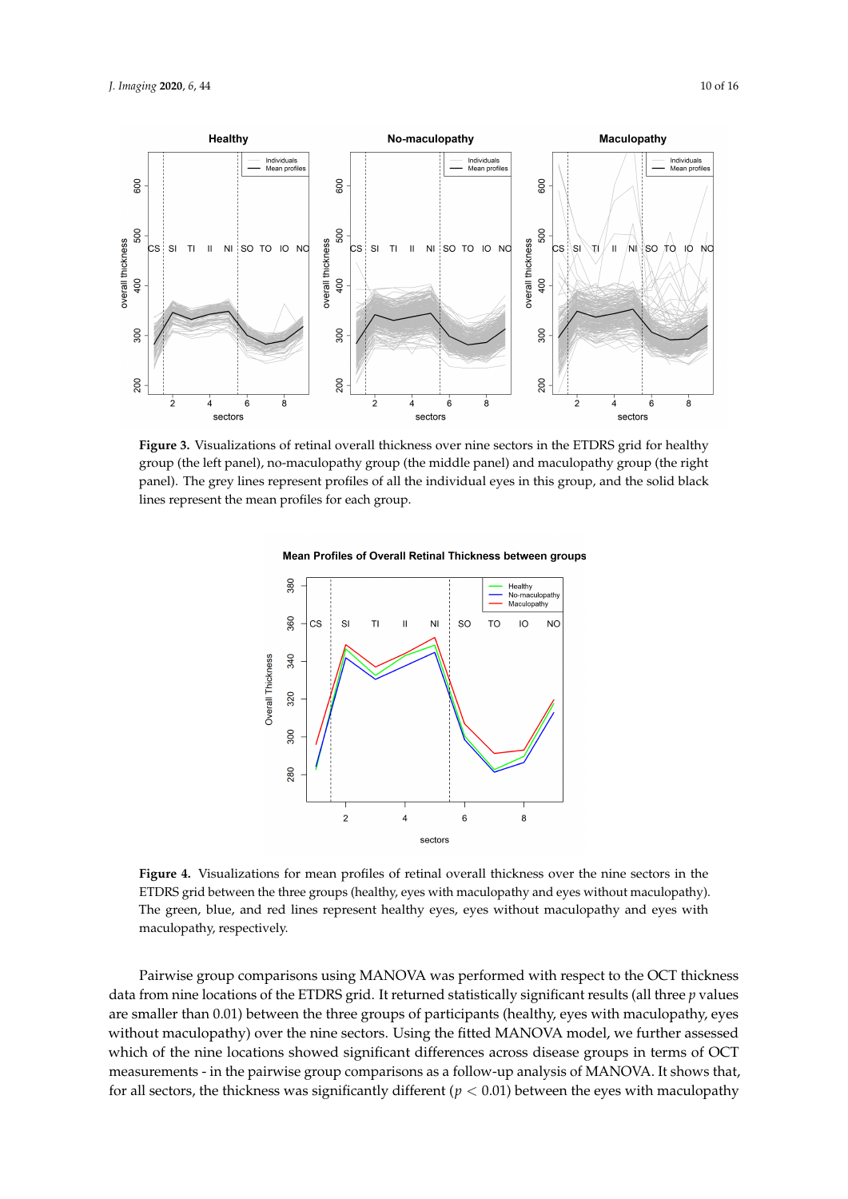**Figure 3.** Visualizations of retinal overall thickness over nine sectors in the ETDRS grid for healthy group (the left panel), no-maculopathy group (the middle panel) and maculopathy group (the right panel). The grey lines represent profiles of all the individual eyes in this group, and the solid black lines represent the mean profiles for each group.

**Figure 4.** Visualizations for mean profiles of retinal overall thickness over the nine sectors in the ETDRS grid between the three groups (healthy, eyes with maculopathy and eyes without maculopathy). The green, blue, and red lines represent healthy eyes, eyes without maculopathy and eyes with maculopathy, respectively.

Pairwise group comparisons using MANOVA was performed with respect to the OCT thickness data from nine locations of the ETDRS grid. It returned statistically significant results (all three $p$ values are smaller than 0.01) between the three groups of participants (healthy, eyes with maculopathy, eyes without maculopathy) over the nine sectors. Using the fitted MANOVA model, we further assessed which of the nine locations showed significant differences across disease groups in terms of OCT measurements - in the pairwise group comparisons as a follow-up analysis of MANOVA. It shows that, for all sectors, the thickness was significantly different ($p < 0.01$) between the eyes with maculopathy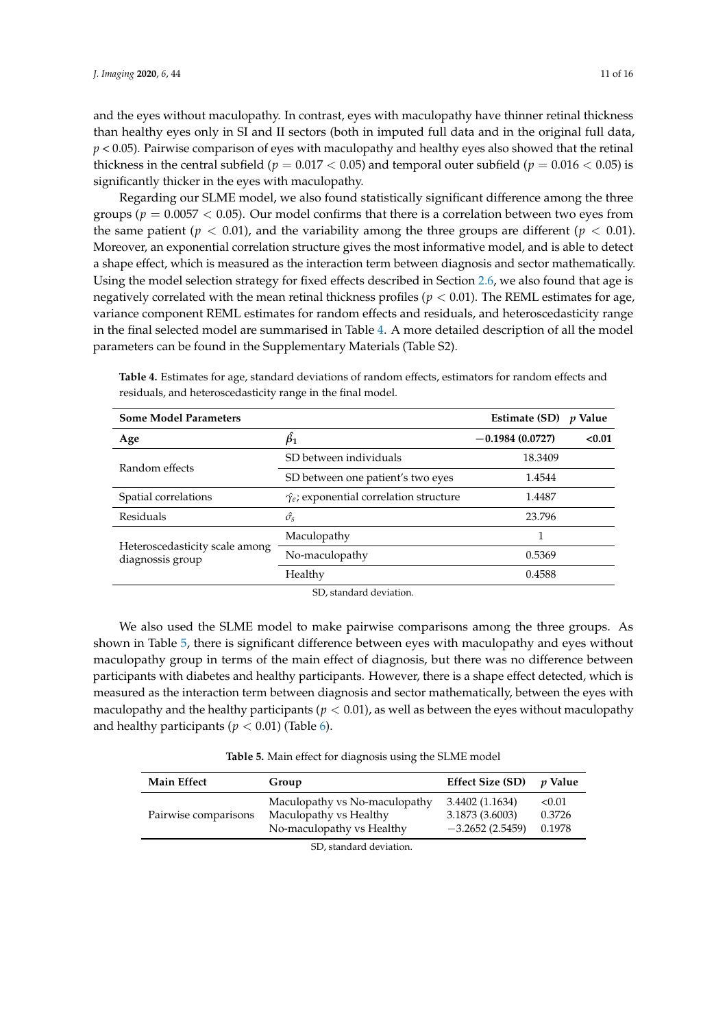and the eyes without maculopathy. In contrast, eyes with maculopathy have thinner retinal thickness than healthy eyes only in SI and II sectors (both in imputed full data and in the original full data, $p < 0.05$). Pairwise comparison of eyes with maculopathy and healthy eyes also showed that the retinal thickness in the central subfield ($p = 0.017 < 0.05$) and temporal outer subfield ($p = 0.016 < 0.05$) is significantly thicker in the eyes with maculopathy.

Regarding our SLME model, we also found statistically significant difference among the three groups ($p = 0.0057 < 0.05$). Our model confirms that there is a correlation between two eyes from the same patient ($p < 0.01$), and the variability among the three groups are different ($p < 0.01$). Moreover, an exponential correlation structure gives the most informative model, and is able to detect a shape effect, which is measured as the interaction term between diagnosis and sector mathematically. Using the model selection strategy for fixed effects described in Section 2.6, we also found that age is negatively correlated with the mean retinal thickness profiles ($p < 0.01$). The REML estimates for age, variance component REML estimates for random effects and residuals, and heteroscedasticity range in the final selected model are summarised in Table 4. A more detailed description of all the model parameters can be found in the Supplementary Materials (Table S2).

**Table 4.** Estimates for age, standard deviations of random effects, estimators for random effects and residuals, and heteroscedasticity range in the final model.

| **Some Model Parameters** | | **Estimate (SD)** | ***p* Value** |
|---|---|---|---|
| **Age** | $\hat{\beta}_1$ | **−0.1984 (0.0727)** | **<0.01** |
| Random effects | SD between individuals | 18.3409 | |
| | SD between one patient's two eyes | 1.4544 | |
| Spatial correlations | $\hat{\gamma}_e$; exponential correlation structure | 1.4487 | |
| Residuals | $\hat{\sigma}_s$ | 23.796 | |
| Heteroscedasticity scale among diagnosis group | Maculopathy | 1 | |
| | No-maculopathy | 0.5369 | |
| | Healthy | 0.4588 | |

SD, standard deviation.

We also used the SLME model to make pairwise comparisons among the three groups. As shown in Table 5, there is significant difference between eyes with maculopathy and eyes without maculopathy group in terms of the main effect of diagnosis, but there was no difference between participants with diabetes and healthy participants. However, there is a shape effect detected, which is measured as the interaction term between diagnosis and sector mathematically, between the eyes with maculopathy and the healthy participants ($p < 0.01$), as well as between the eyes without maculopathy and healthy participants ($p < 0.01$) (Table 6).

**Table 5.** Main effect for diagnosis using the SLME model

| **Main Effect** | **Group** | **Effect Size (SD)** | ***p* Value** |
|---|---|---|---|
| Pairwise comparisons | Maculopathy vs No-maculopathy | 3.4402 (1.1634) | <0.01 |
| | Maculopathy vs Healthy | 3.1873 (3.6003) | 0.3726 |
| | No-maculopathy vs Healthy | −3.2652 (2.5459) | 0.1978 |

SD, standard deviation.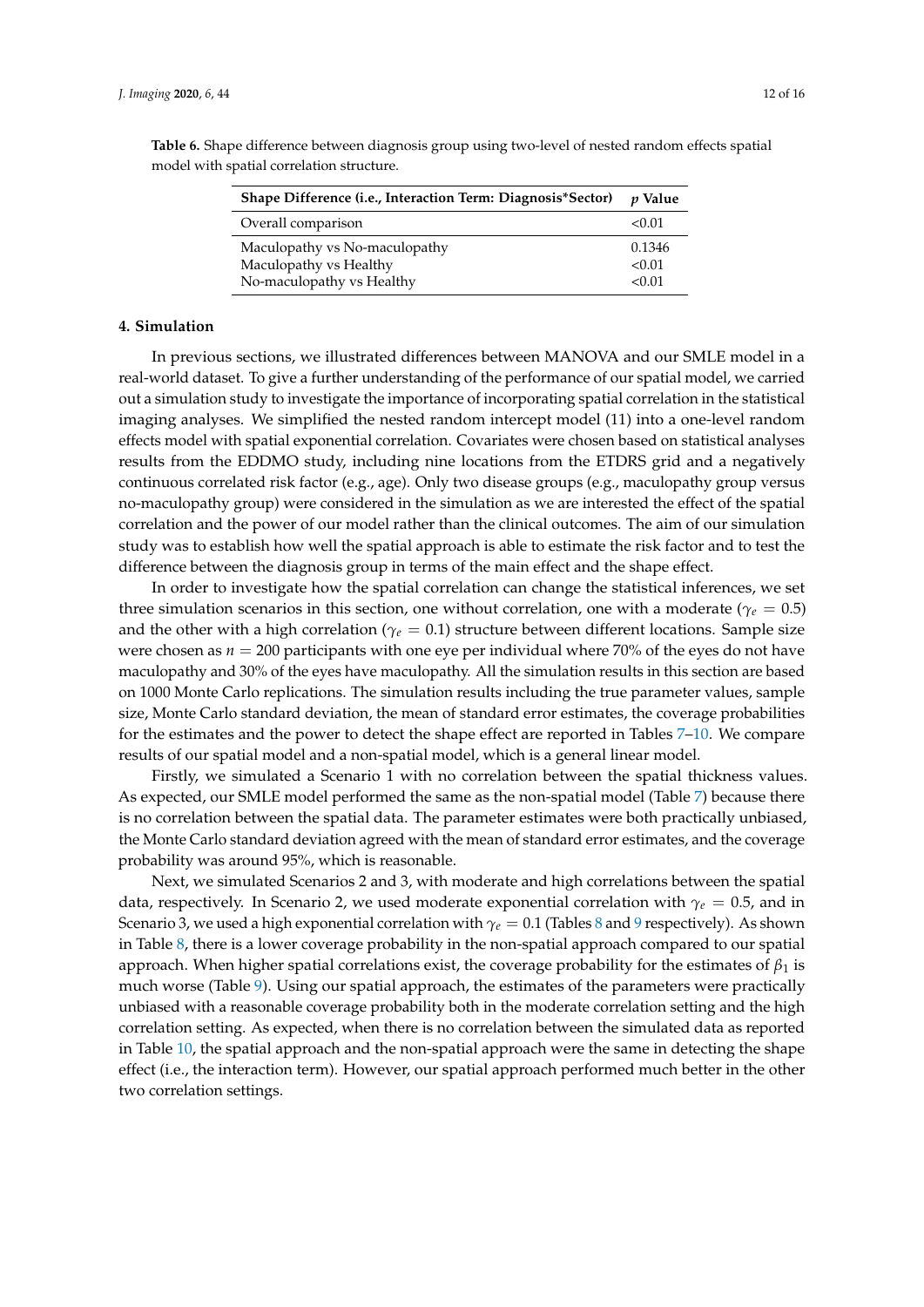**Table 6.** Shape difference between diagnosis group using two-level of nested random effects spatial model with spatial correlation structure.

| Shape Difference (i.e., Interaction Term: Diagnosis*Sector) | *p* Value |
|---|---|
| Overall comparison | <0.01 |
| Maculopathy vs No-maculopathy | 0.1346 |
| Maculopathy vs Healthy | <0.01 |
| No-maculopathy vs Healthy | <0.01 |

## 4. Simulation

In previous sections, we illustrated differences between MANOVA and our SMLE model in a real-world dataset. To give a further understanding of the performance of our spatial model, we carried out a simulation study to investigate the importance of incorporating spatial correlation in the statistical imaging analyses. We simplified the nested random intercept model (11) into a one-level random effects model with spatial exponential correlation. Covariates were chosen based on statistical analyses results from the EDDMO study, including nine locations from the ETDRS grid and a negatively continuous correlated risk factor (e.g., age). Only two disease groups (e.g., maculopathy group versus no-maculopathy group) were considered in the simulation as we are interested the effect of the spatial correlation and the power of our model rather than the clinical outcomes. The aim of our simulation study was to establish how well the spatial approach is able to estimate the risk factor and to test the difference between the diagnosis group in terms of the main effect and the shape effect.

In order to investigate how the spatial correlation can change the statistical inferences, we set three simulation scenarios in this section, one without correlation, one with a moderate ($\gamma_e = 0.5$) and the other with a high correlation ($\gamma_e = 0.1$) structure between different locations. Sample size were chosen as $n = 200$ participants with one eye per individual where 70% of the eyes do not have maculopathy and 30% of the eyes have maculopathy. All the simulation results in this section are based on 1000 Monte Carlo replications. The simulation results including the true parameter values, sample size, Monte Carlo standard deviation, the mean of standard error estimates, the coverage probabilities for the estimates and the power to detect the shape effect are reported in Tables 7–10. We compare results of our spatial model and a non-spatial model, which is a general linear model.

Firstly, we simulated a Scenario 1 with no correlation between the spatial thickness values. As expected, our SMLE model performed the same as the non-spatial model (Table 7) because there is no correlation between the spatial data. The parameter estimates were both practically unbiased, the Monte Carlo standard deviation agreed with the mean of standard error estimates, and the coverage probability was around 95%, which is reasonable.

Next, we simulated Scenarios 2 and 3, with moderate and high correlations between the spatial data, respectively. In Scenario 2, we used moderate exponential correlation with $\gamma_e = 0.5$, and in Scenario 3, we used a high exponential correlation with $\gamma_e = 0.1$ (Tables 8 and 9 respectively). As shown in Table 8, there is a lower coverage probability in the non-spatial approach compared to our spatial approach. When higher spatial correlations exist, the coverage probability for the estimates of $\beta_1$ is much worse (Table 9). Using our spatial approach, the estimates of the parameters were practically unbiased with a reasonable coverage probability both in the moderate correlation setting and the high correlation setting. As expected, when there is no correlation between the simulated data as reported in Table 10, the spatial approach and the non-spatial approach were the same in detecting the shape effect (i.e., the interaction term). However, our spatial approach performed much better in the other two correlation settings.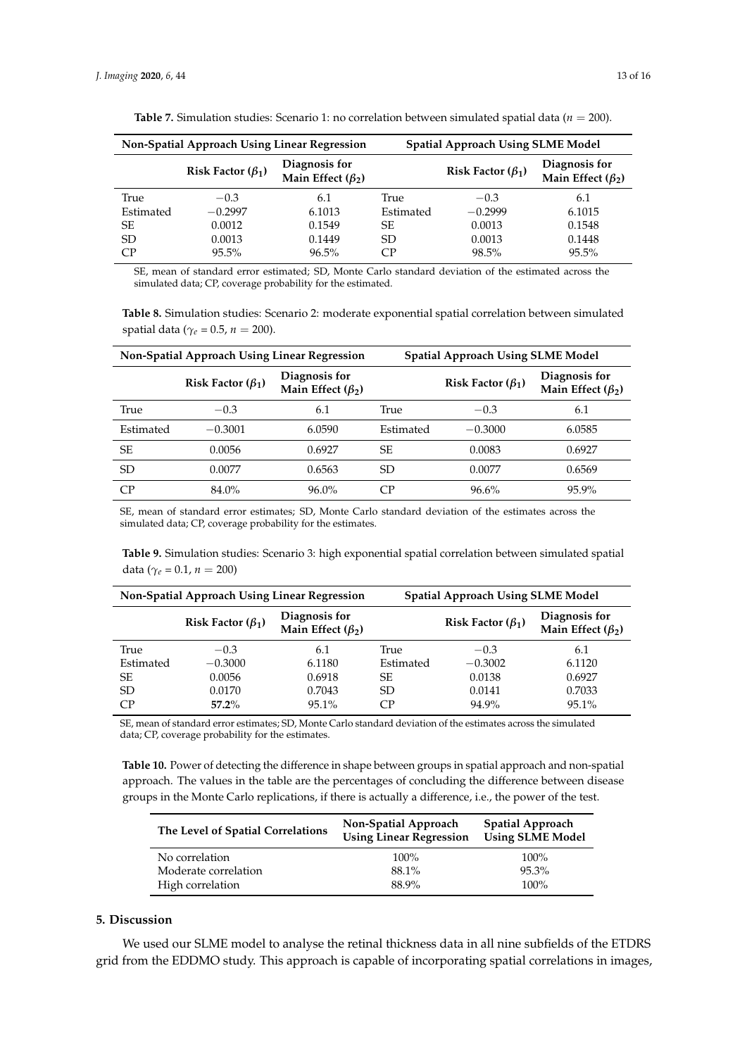**Table 7.** Simulation studies: Scenario 1: no correlation between simulated spatial data ($n = 200$).

| Non-Spatial Approach Using Linear Regression | | | Spatial Approach Using SLME Model | | |
|---|---|---|---|---|---|
| | Risk Factor ($\beta_1$) | Diagnosis for Main Effect ($\beta_2$) | | Risk Factor ($\beta_1$) | Diagnosis for Main Effect ($\beta_2$) |
| True | −0.3 | 6.1 | True | −0.3 | 6.1 |
| Estimated | −0.2997 | 6.1013 | Estimated | −0.2999 | 6.1015 |
| SE | 0.0012 | 0.1549 | SE | 0.0013 | 0.1548 |
| SD | 0.0013 | 0.1449 | SD | 0.0013 | 0.1448 |
| CP | 95.5% | 96.5% | CP | 98.5% | 95.5% |

SE, mean of standard error estimated; SD, Monte Carlo standard deviation of the estimated across the simulated data; CP, coverage probability for the estimated.

**Table 8.** Simulation studies: Scenario 2: moderate exponential spatial correlation between simulated spatial data ($\gamma_e$ = 0.5, $n = 200$).

| Non-Spatial Approach Using Linear Regression | | | Spatial Approach Using SLME Model | | |
|---|---|---|---|---|---|
| | Risk Factor ($\beta_1$) | Diagnosis for Main Effect ($\beta_2$) | | Risk Factor ($\beta_1$) | Diagnosis for Main Effect ($\beta_2$) |
| True | −0.3 | 6.1 | True | −0.3 | 6.1 |
| Estimated | −0.3001 | 6.0590 | Estimated | −0.3000 | 6.0585 |
| SE | 0.0056 | 0.6927 | SE | 0.0083 | 0.6927 |
| SD | 0.0077 | 0.6563 | SD | 0.0077 | 0.6569 |
| CP | 84.0% | 96.0% | CP | 96.6% | 95.9% |

SE, mean of standard error estimates; SD, Monte Carlo standard deviation of the estimates across the simulated data; CP, coverage probability for the estimates.

**Table 9.** Simulation studies: Scenario 3: high exponential spatial correlation between simulated spatial data ($\gamma_e$ = 0.1, $n = 200$)

| Non-Spatial Approach Using Linear Regression | | | Spatial Approach Using SLME Model | | |
|---|---|---|---|---|---|
| | Risk Factor ($\beta_1$) | Diagnosis for Main Effect ($\beta_2$) | | Risk Factor ($\beta_1$) | Diagnosis for Main Effect ($\beta_2$) |
| True | −0.3 | 6.1 | True | −0.3 | 6.1 |
| Estimated | −0.3000 | 6.1180 | Estimated | −0.3002 | 6.1120 |
| SE | 0.0056 | 0.6918 | SE | 0.0138 | 0.6927 |
| SD | 0.0170 | 0.7043 | SD | 0.0141 | 0.7033 |
| CP | **57.2**% | 95.1% | CP | 94.9% | 95.1% |

SE, mean of standard error estimates; SD, Monte Carlo standard deviation of the estimates across the simulated data; CP, coverage probability for the estimates.

**Table 10.** Power of detecting the difference in shape between groups in spatial approach and non-spatial approach. The values in the table are the percentages of concluding the difference between disease groups in the Monte Carlo replications, if there is actually a difference, i.e., the power of the test.

| The Level of Spatial Correlations | Non-Spatial Approach Using Linear Regression | Spatial Approach Using SLME Model |
|---|---|---|
| No correlation | 100% | 100% |
| Moderate correlation | 88.1% | 95.3% |
| High correlation | 88.9% | 100% |

## 5. Discussion

We used our SLME model to analyse the retinal thickness data in all nine subfields of the ETDRS grid from the EDDMO study. This approach is capable of incorporating spatial correlations in images,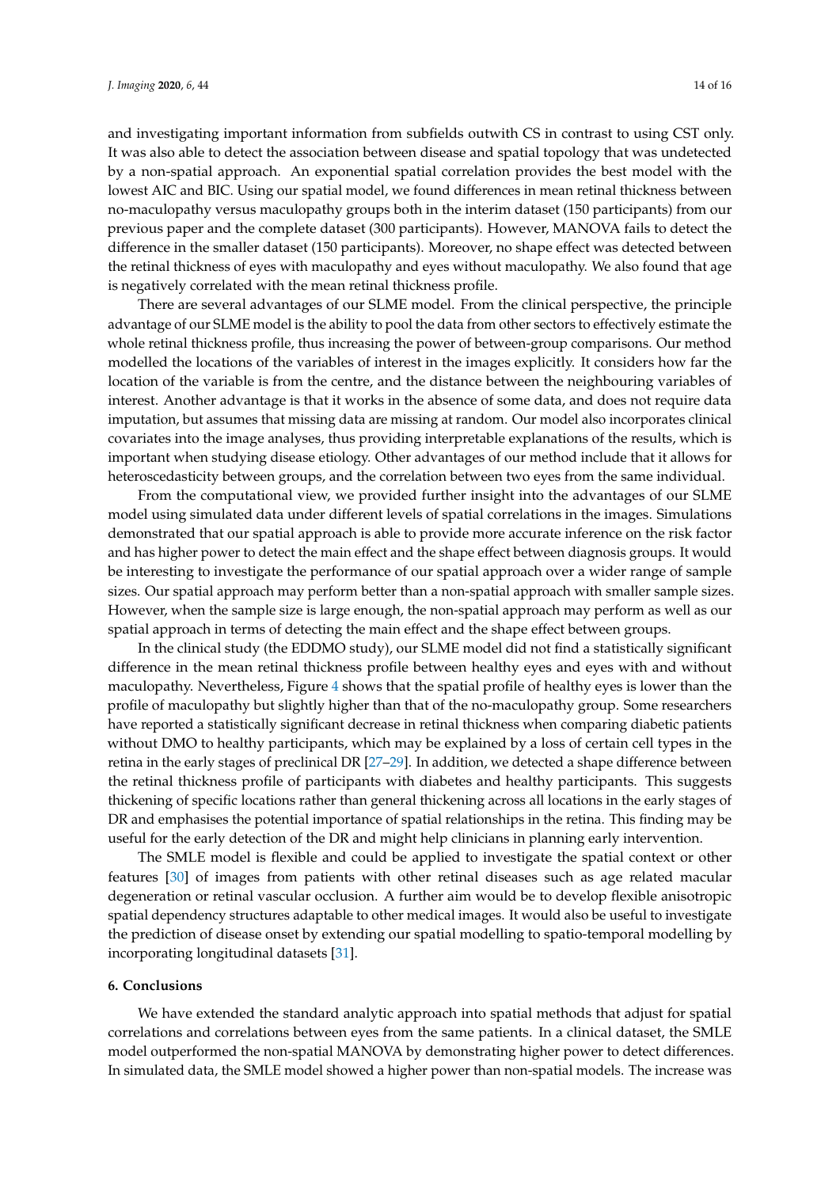and investigating important information from subfields outwith CS in contrast to using CST only. It was also able to detect the association between disease and spatial topology that was undetected by a non-spatial approach. An exponential spatial correlation provides the best model with the lowest AIC and BIC. Using our spatial model, we found differences in mean retinal thickness between no-maculopathy versus maculopathy groups both in the interim dataset (150 participants) from our previous paper and the complete dataset (300 participants). However, MANOVA fails to detect the difference in the smaller dataset (150 participants). Moreover, no shape effect was detected between the retinal thickness of eyes with maculopathy and eyes without maculopathy. We also found that age is negatively correlated with the mean retinal thickness profile.

There are several advantages of our SLME model. From the clinical perspective, the principle advantage of our SLME model is the ability to pool the data from other sectors to effectively estimate the whole retinal thickness profile, thus increasing the power of between-group comparisons. Our method modelled the locations of the variables of interest in the images explicitly. It considers how far the location of the variable is from the centre, and the distance between the neighbouring variables of interest. Another advantage is that it works in the absence of some data, and does not require data imputation, but assumes that missing data are missing at random. Our model also incorporates clinical covariates into the image analyses, thus providing interpretable explanations of the results, which is important when studying disease etiology. Other advantages of our method include that it allows for heteroscedasticity between groups, and the correlation between two eyes from the same individual.

From the computational view, we provided further insight into the advantages of our SLME model using simulated data under different levels of spatial correlations in the images. Simulations demonstrated that our spatial approach is able to provide more accurate inference on the risk factor and has higher power to detect the main effect and the shape effect between diagnosis groups. It would be interesting to investigate the performance of our spatial approach over a wider range of sample sizes. Our spatial approach may perform better than a non-spatial approach with smaller sample sizes. However, when the sample size is large enough, the non-spatial approach may perform as well as our spatial approach in terms of detecting the main effect and the shape effect between groups.

In the clinical study (the EDDMO study), our SLME model did not find a statistically significant difference in the mean retinal thickness profile between healthy eyes and eyes with and without maculopathy. Nevertheless, Figure 4 shows that the spatial profile of healthy eyes is lower than the profile of maculopathy but slightly higher than that of the no-maculopathy group. Some researchers have reported a statistically significant decrease in retinal thickness when comparing diabetic patients without DMO to healthy participants, which may be explained by a loss of certain cell types in the retina in the early stages of preclinical DR [27–29]. In addition, we detected a shape difference between the retinal thickness profile of participants with diabetes and healthy participants. This suggests thickening of specific locations rather than general thickening across all locations in the early stages of DR and emphasises the potential importance of spatial relationships in the retina. This finding may be useful for the early detection of the DR and might help clinicians in planning early intervention.

The SMLE model is flexible and could be applied to investigate the spatial context or other features [30] of images from patients with other retinal diseases such as age related macular degeneration or retinal vascular occlusion. A further aim would be to develop flexible anisotropic spatial dependency structures adaptable to other medical images. It would also be useful to investigate the prediction of disease onset by extending our spatial modelling to spatio-temporal modelling by incorporating longitudinal datasets [31].

## 6. Conclusions

We have extended the standard analytic approach into spatial methods that adjust for spatial correlations and correlations between eyes from the same patients. In a clinical dataset, the SMLE model outperformed the non-spatial MANOVA by demonstrating higher power to detect differences. In simulated data, the SMLE model showed a higher power than non-spatial models. The increase was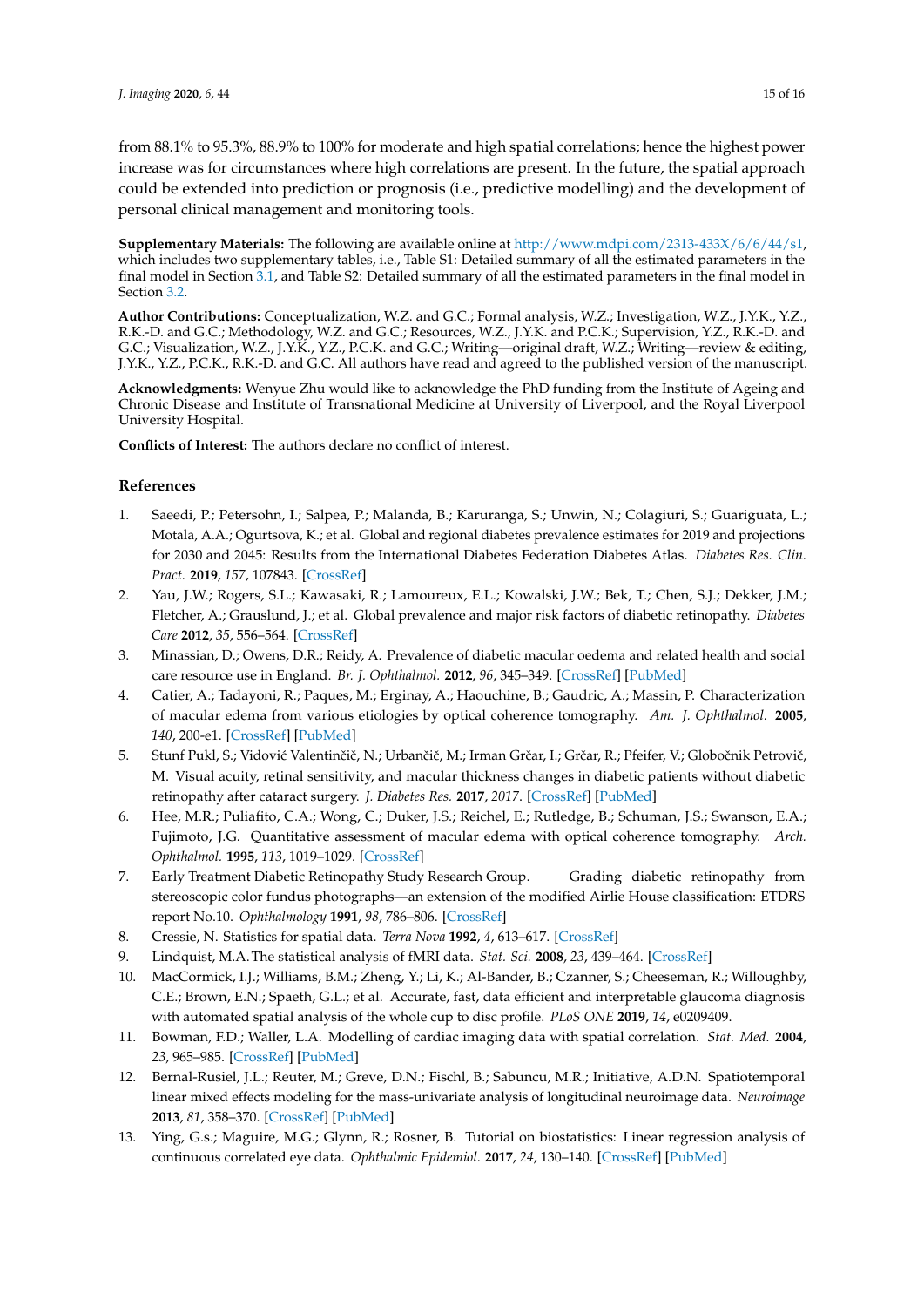from 88.1% to 95.3%, 88.9% to 100% for moderate and high spatial correlations; hence the highest power increase was for circumstances where high correlations are present. In the future, the spatial approach could be extended into prediction or prognosis (i.e., predictive modelling) and the development of personal clinical management and monitoring tools.

**Supplementary Materials:** The following are available online at http://www.mdpi.com/2313-433X/6/6/44/s1, which includes two supplementary tables, i.e., Table S1: Detailed summary of all the estimated parameters in the final model in Section 3.1, and Table S2: Detailed summary of all the estimated parameters in the final model in Section 3.2.

**Author Contributions:** Conceptualization, W.Z. and G.C.; Formal analysis, W.Z.; Investigation, W.Z., J.Y.K., Y.Z., R.K.-D. and G.C.; Methodology, W.Z. and G.C.; Resources, W.Z., J.Y.K. and P.C.K.; Supervision, Y.Z., R.K.-D. and G.C.; Visualization, W.Z., J.Y.K., Y.Z., P.C.K. and G.C.; Writing—original draft, W.Z.; Writing—review & editing, J.Y.K., Y.Z., P.C.K., R.K.-D. and G.C. All authors have read and agreed to the published version of the manuscript.

**Acknowledgments:** Wenyue Zhu would like to acknowledge the PhD funding from the Institute of Ageing and Chronic Disease and Institute of Transnational Medicine at University of Liverpool, and the Royal Liverpool University Hospital.

**Conflicts of Interest:** The authors declare no conflict of interest.

## References

1. Saeedi, P.; Petersohn, I.; Salpea, P.; Malanda, B.; Karuranga, S.; Unwin, N.; Colagiuri, S.; Guariguata, L.; Motala, A.A.; Ogurtsova, K.; et al. Global and regional diabetes prevalence estimates for 2019 and projections for 2030 and 2045: Results from the International Diabetes Federation Diabetes Atlas. *Diabetes Res. Clin. Pract.* **2019**, *157*, 107843. [CrossRef]
2. Yau, J.W.; Rogers, S.L.; Kawasaki, R.; Lamoureux, E.L.; Kowalski, J.W.; Bek, T.; Chen, S.J.; Dekker, J.M.; Fletcher, A.; Grauslund, J.; et al. Global prevalence and major risk factors of diabetic retinopathy. *Diabetes Care* **2012**, *35*, 556–564. [CrossRef]
3. Minassian, D.; Owens, D.R.; Reidy, A. Prevalence of diabetic macular oedema and related health and social care resource use in England. *Br. J. Ophthalmol.* **2012**, *96*, 345–349. [CrossRef] [PubMed]
4. Catier, A.; Tadayoni, R.; Paques, M.; Erginay, A.; Haouchine, B.; Gaudric, A.; Massin, P. Characterization of macular edema from various etiologies by optical coherence tomography. *Am. J. Ophthalmol.* **2005**, *140*, 200-e1. [CrossRef] [PubMed]
5. Stunf Pukl, S.; Vidović Valentinčič, N.; Urbančič, M.; Irman Grčar, I.; Grčar, R.; Pfeifer, V.; Globočnik Petrovič, M. Visual acuity, retinal sensitivity, and macular thickness changes in diabetic patients without diabetic retinopathy after cataract surgery. *J. Diabetes Res.* **2017**, *2017*. [CrossRef] [PubMed]
6. Hee, M.R.; Puliafito, C.A.; Wong, C.; Duker, J.S.; Reichel, E.; Rutledge, B.; Schuman, J.S.; Swanson, E.A.; Fujimoto, J.G. Quantitative assessment of macular edema with optical coherence tomography. *Arch. Ophthalmol.* **1995**, *113*, 1019–1029. [CrossRef]
7. Early Treatment Diabetic Retinopathy Study Research Group. Grading diabetic retinopathy from stereoscopic color fundus photographs—an extension of the modified Airlie House classification: ETDRS report No.10. *Ophthalmology* **1991**, *98*, 786–806. [CrossRef]
8. Cressie, N. Statistics for spatial data. *Terra Nova* **1992**, *4*, 613–617. [CrossRef]
9. Lindquist, M.A. The statistical analysis of fMRI data. *Stat. Sci.* **2008**, *23*, 439–464. [CrossRef]
10. MacCormick, I.J.; Williams, B.M.; Zheng, Y.; Li, K.; Al-Bander, B.; Czanner, S.; Cheeseman, R.; Willoughby, C.E.; Brown, E.N.; Spaeth, G.L.; et al. Accurate, fast, data efficient and interpretable glaucoma diagnosis with automated spatial analysis of the whole cup to disc profile. *PLoS ONE* **2019**, *14*, e0209409.
11. Bowman, F.D.; Waller, L.A. Modelling of cardiac imaging data with spatial correlation. *Stat. Med.* **2004**, *23*, 965–985. [CrossRef] [PubMed]
12. Bernal-Rusiel, J.L.; Reuter, M.; Greve, D.N.; Fischl, B.; Sabuncu, M.R.; Initiative, A.D.N. Spatiotemporal linear mixed effects modeling for the mass-univariate analysis of longitudinal neuroimage data. *Neuroimage* **2013**, *81*, 358–370. [CrossRef] [PubMed]
13. Ying, G.s.; Maguire, M.G.; Glynn, R.; Rosner, B. Tutorial on biostatistics: Linear regression analysis of continuous correlated eye data. *Ophthalmic Epidemiol.* **2017**, *24*, 130–140. [CrossRef] [PubMed]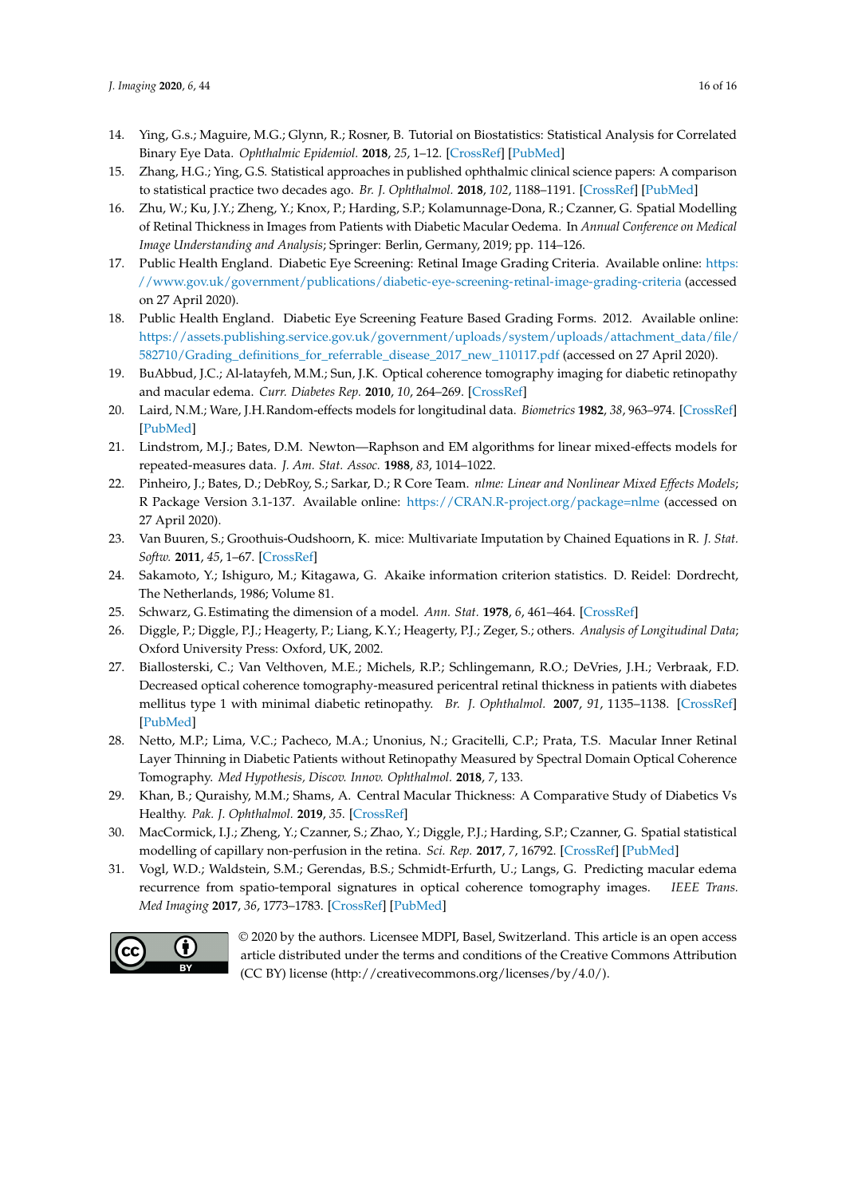14. Ying, G.s.; Maguire, M.G.; Glynn, R.; Rosner, B. Tutorial on Biostatistics: Statistical Analysis for Correlated Binary Eye Data. *Ophthalmic Epidemiol.* **2018**, *25*, 1–12. [CrossRef] [PubMed]
15. Zhang, H.G.; Ying, G.S. Statistical approaches in published ophthalmic clinical science papers: A comparison to statistical practice two decades ago. *Br. J. Ophthalmol.* **2018**, *102*, 1188–1191. [CrossRef] [PubMed]
16. Zhu, W.; Ku, J.Y.; Zheng, Y.; Knox, P.; Harding, S.P.; Kolamunnage-Dona, R.; Czanner, G. Spatial Modelling of Retinal Thickness in Images from Patients with Diabetic Macular Oedema. In *Annual Conference on Medical Image Understanding and Analysis*; Springer: Berlin, Germany, 2019; pp. 114–126.
17. Public Health England. Diabetic Eye Screening: Retinal Image Grading Criteria. Available online: https://www.gov.uk/government/publications/diabetic-eye-screening-retinal-image-grading-criteria (accessed on 27 April 2020).
18. Public Health England. Diabetic Eye Screening Feature Based Grading Forms. 2012. Available online: https://assets.publishing.service.gov.uk/government/uploads/system/uploads/attachment_data/file/582710/Grading_definitions_for_referrable_disease_2017_new_110117.pdf (accessed on 27 April 2020).
19. BuAbbud, J.C.; Al-latayfeh, M.M.; Sun, J.K. Optical coherence tomography imaging for diabetic retinopathy and macular edema. *Curr. Diabetes Rep.* **2010**, *10*, 264–269. [CrossRef]
20. Laird, N.M.; Ware, J.H.Random-effects models for longitudinal data. *Biometrics* **1982**, *38*, 963–974. [CrossRef] [PubMed]
21. Lindstrom, M.J.; Bates, D.M. Newton—Raphson and EM algorithms for linear mixed-effects models for repeated-measures data. *J. Am. Stat. Assoc.* **1988**, *83*, 1014–1022.
22. Pinheiro, J.; Bates, D.; DebRoy, S.; Sarkar, D.; R Core Team. *nlme: Linear and Nonlinear Mixed Effects Models*; R Package Version 3.1-137. Available online: https://CRAN.R-project.org/package=nlme (accessed on 27 April 2020).
23. Van Buuren, S.; Groothuis-Oudshoorn, K. mice: Multivariate Imputation by Chained Equations in R. *J. Stat. Softw.* **2011**, *45*, 1–67. [CrossRef]
24. Sakamoto, Y.; Ishiguro, M.; Kitagawa, G. Akaike information criterion statistics. D. Reidel: Dordrecht, The Netherlands, 1986; Volume 81.
25. Schwarz, G.Estimating the dimension of a model. *Ann. Stat.* **1978**, *6*, 461–464. [CrossRef]
26. Diggle, P.; Diggle, P.J.; Heagerty, P.; Liang, K.Y.; Heagerty, P.J.; Zeger, S.; others. *Analysis of Longitudinal Data*; Oxford University Press: Oxford, UK, 2002.
27. Biallosterski, C.; Van Velthoven, M.E.; Michels, R.P.; Schlingemann, R.O.; DeVries, J.H.; Verbraak, F.D. Decreased optical coherence tomography-measured pericentral retinal thickness in patients with diabetes mellitus type 1 with minimal diabetic retinopathy. *Br. J. Ophthalmol.* **2007**, *91*, 1135–1138. [CrossRef] [PubMed]
28. Netto, M.P.; Lima, V.C.; Pacheco, M.A.; Unonius, N.; Gracitelli, C.P.; Prata, T.S. Macular Inner Retinal Layer Thinning in Diabetic Patients without Retinopathy Measured by Spectral Domain Optical Coherence Tomography. *Med Hypothesis, Discov. Innov. Ophthalmol.* **2018**, *7*, 133.
29. Khan, B.; Quraishy, M.M.; Shams, A. Central Macular Thickness: A Comparative Study of Diabetics Vs Healthy. *Pak. J. Ophthalmol.* **2019**, *35*. [CrossRef]
30. MacCormick, I.J.; Zheng, Y.; Czanner, S.; Zhao, Y.; Diggle, P.J.; Harding, S.P.; Czanner, G. Spatial statistical modelling of capillary non-perfusion in the retina. *Sci. Rep.* **2017**, *7*, 16792. [CrossRef] [PubMed]
31. Vogl, W.D.; Waldstein, S.M.; Gerendas, B.S.; Schmidt-Erfurth, U.; Langs, G. Predicting macular edema recurrence from spatio-temporal signatures in optical coherence tomography images. *IEEE Trans. Med Imaging* **2017**, *36*, 1773–1783. [CrossRef] [PubMed]

© 2020 by the authors. Licensee MDPI, Basel, Switzerland. This article is an open access article distributed under the terms and conditions of the Creative Commons Attribution (CC BY) license (http://creativecommons.org/licenses/by/4.0/).